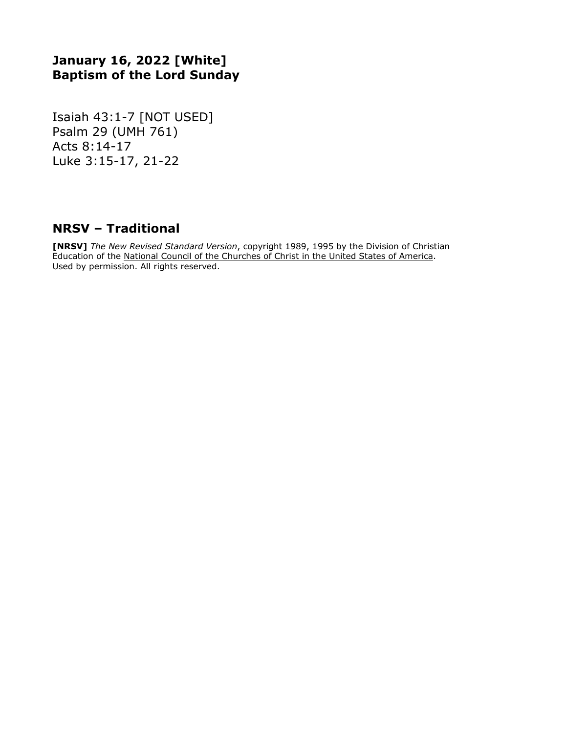## January 16, 2022 [White]
## Baptism of the Lord Sunday

Isaiah 43:1-7 [NOT USED]
Psalm 29 (UMH 761)
Acts 8:14-17
Luke 3:15-17, 21-22

## NRSV – Traditional

**[NRSV]** *The New Revised Standard Version*, copyright 1989, 1995 by the Division of Christian Education of the National Council of the Churches of Christ in the United States of America. Used by permission. All rights reserved.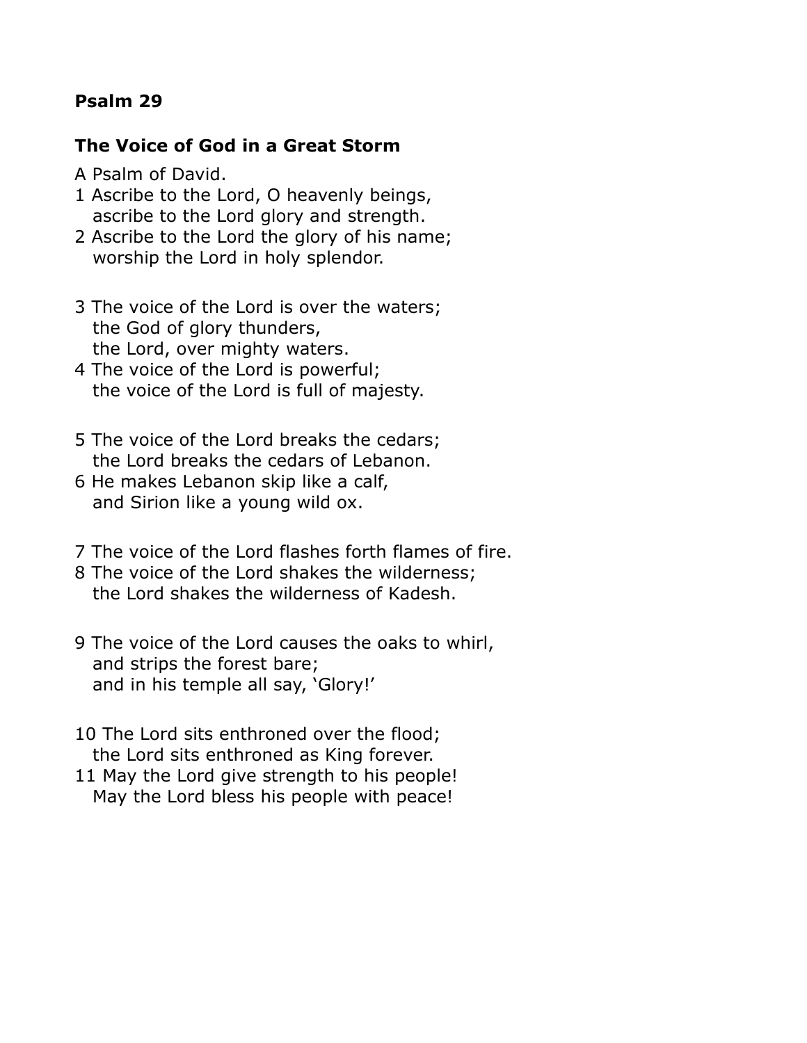**Psalm 29**

**The Voice of God in a Great Storm**

A Psalm of David.

1 Ascribe to the Lord, O heavenly beings,
ascribe to the Lord glory and strength.
2 Ascribe to the Lord the glory of his name;
worship the Lord in holy splendor.

3 The voice of the Lord is over the waters;
the God of glory thunders,
the Lord, over mighty waters.
4 The voice of the Lord is powerful;
the voice of the Lord is full of majesty.

5 The voice of the Lord breaks the cedars;
the Lord breaks the cedars of Lebanon.
6 He makes Lebanon skip like a calf,
and Sirion like a young wild ox.

7 The voice of the Lord flashes forth flames of fire.
8 The voice of the Lord shakes the wilderness;
the Lord shakes the wilderness of Kadesh.

9 The voice of the Lord causes the oaks to whirl,
and strips the forest bare;
and in his temple all say, 'Glory!'

10 The Lord sits enthroned over the flood;
the Lord sits enthroned as King forever.
11 May the Lord give strength to his people!
May the Lord bless his people with peace!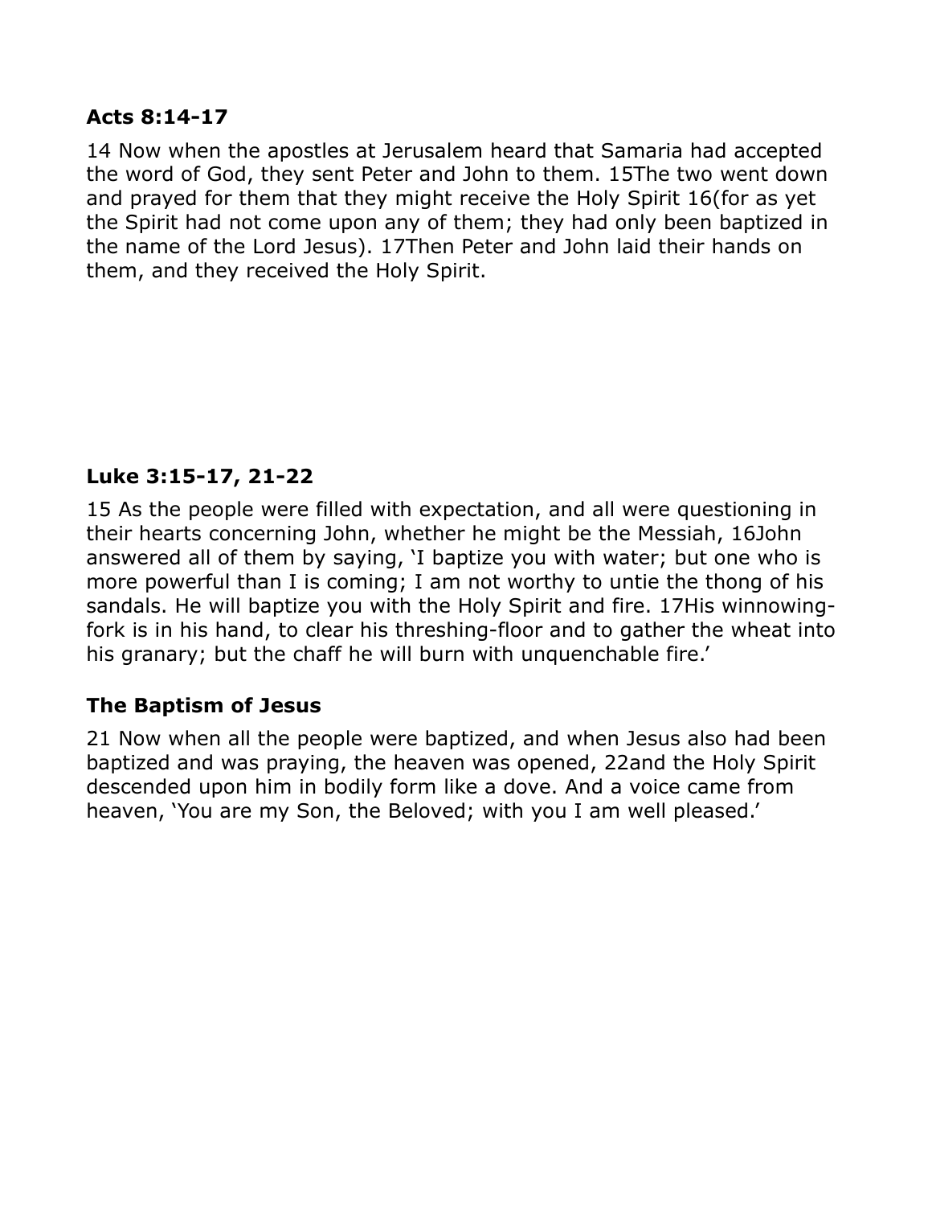### Acts 8:14-17

14 Now when the apostles at Jerusalem heard that Samaria had accepted the word of God, they sent Peter and John to them. 15The two went down and prayed for them that they might receive the Holy Spirit 16(for as yet the Spirit had not come upon any of them; they had only been baptized in the name of the Lord Jesus). 17Then Peter and John laid their hands on them, and they received the Holy Spirit.

### Luke 3:15-17, 21-22

15 As the people were filled with expectation, and all were questioning in their hearts concerning John, whether he might be the Messiah, 16John answered all of them by saying, 'I baptize you with water; but one who is more powerful than I is coming; I am not worthy to untie the thong of his sandals. He will baptize you with the Holy Spirit and fire. 17His winnowing-fork is in his hand, to clear his threshing-floor and to gather the wheat into his granary; but the chaff he will burn with unquenchable fire.'

### The Baptism of Jesus

21 Now when all the people were baptized, and when Jesus also had been baptized and was praying, the heaven was opened, 22and the Holy Spirit descended upon him in bodily form like a dove. And a voice came from heaven, 'You are my Son, the Beloved; with you I am well pleased.'